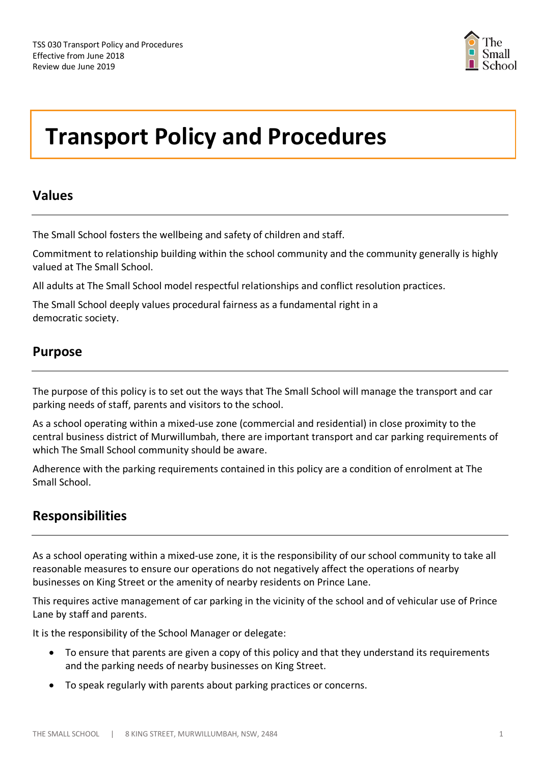TSS 030 Transport Policy and Procedures
Effective from June 2018
Review due June 2019

# Transport Policy and Procedures

## Values

The Small School fosters the wellbeing and safety of children and staff.

Commitment to relationship building within the school community and the community generally is highly valued at The Small School.

All adults at The Small School model respectful relationships and conflict resolution practices.

The Small School deeply values procedural fairness as a fundamental right in a democratic society.

## Purpose

The purpose of this policy is to set out the ways that The Small School will manage the transport and car parking needs of staff, parents and visitors to the school.

As a school operating within a mixed-use zone (commercial and residential) in close proximity to the central business district of Murwillumbah, there are important transport and car parking requirements of which The Small School community should be aware.

Adherence with the parking requirements contained in this policy are a condition of enrolment at The Small School.

## Responsibilities

As a school operating within a mixed-use zone, it is the responsibility of our school community to take all reasonable measures to ensure our operations do not negatively affect the operations of nearby businesses on King Street or the amenity of nearby residents on Prince Lane.

This requires active management of car parking in the vicinity of the school and of vehicular use of Prince Lane by staff and parents.

It is the responsibility of the School Manager or delegate:

- To ensure that parents are given a copy of this policy and that they understand its requirements and the parking needs of nearby businesses on King Street.
- To speak regularly with parents about parking practices or concerns.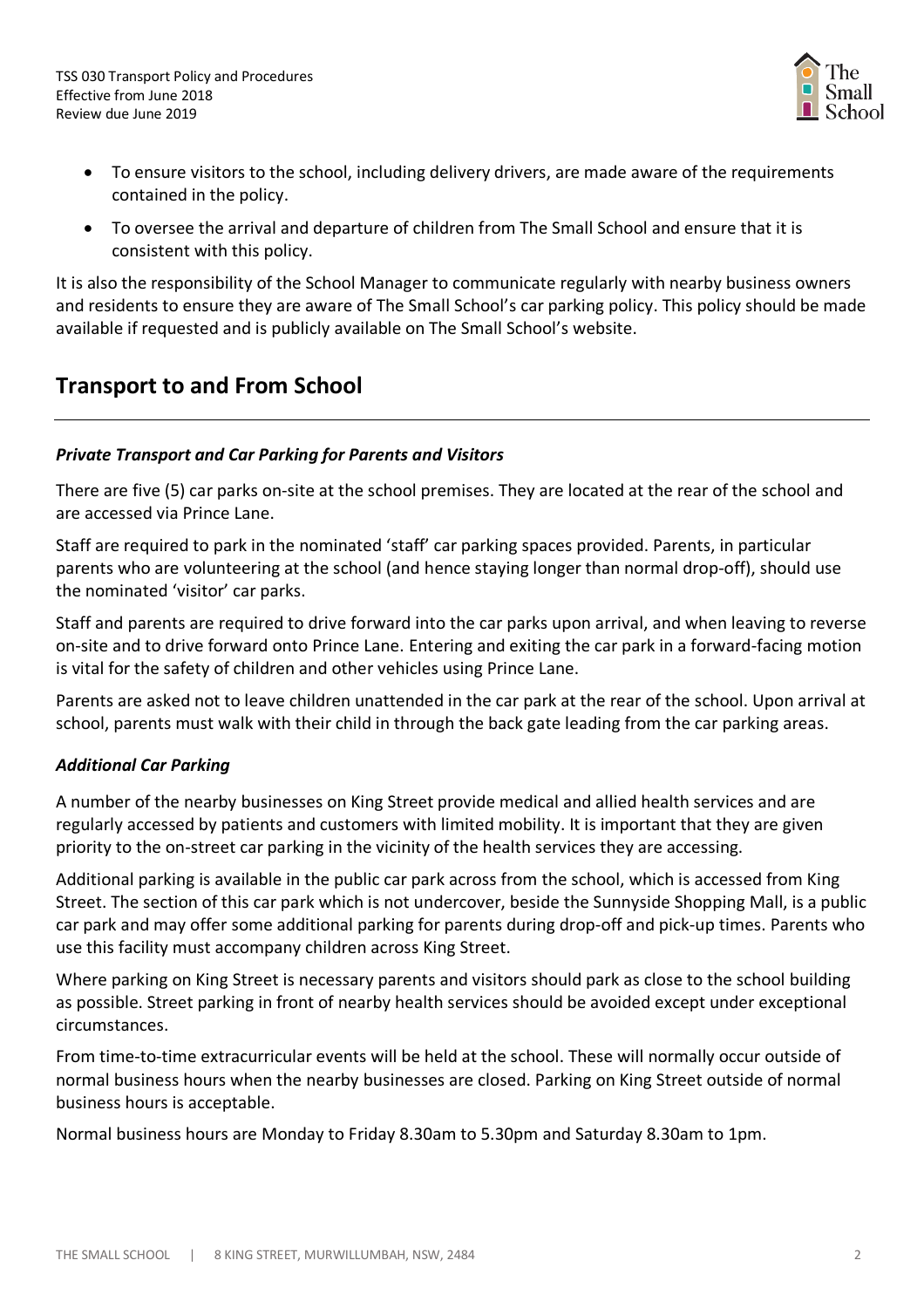- To ensure visitors to the school, including delivery drivers, are made aware of the requirements contained in the policy.
- To oversee the arrival and departure of children from The Small School and ensure that it is consistent with this policy.

It is also the responsibility of the School Manager to communicate regularly with nearby business owners and residents to ensure they are aware of The Small School's car parking policy. This policy should be made available if requested and is publicly available on The Small School's website.

## Transport to and From School

### *Private Transport and Car Parking for Parents and Visitors*

There are five (5) car parks on-site at the school premises. They are located at the rear of the school and are accessed via Prince Lane.

Staff are required to park in the nominated 'staff' car parking spaces provided. Parents, in particular parents who are volunteering at the school (and hence staying longer than normal drop-off), should use the nominated 'visitor' car parks.

Staff and parents are required to drive forward into the car parks upon arrival, and when leaving to reverse on-site and to drive forward onto Prince Lane. Entering and exiting the car park in a forward-facing motion is vital for the safety of children and other vehicles using Prince Lane.

Parents are asked not to leave children unattended in the car park at the rear of the school. Upon arrival at school, parents must walk with their child in through the back gate leading from the car parking areas.

### *Additional Car Parking*

A number of the nearby businesses on King Street provide medical and allied health services and are regularly accessed by patients and customers with limited mobility. It is important that they are given priority to the on-street car parking in the vicinity of the health services they are accessing.

Additional parking is available in the public car park across from the school, which is accessed from King Street. The section of this car park which is not undercover, beside the Sunnyside Shopping Mall, is a public car park and may offer some additional parking for parents during drop-off and pick-up times. Parents who use this facility must accompany children across King Street.

Where parking on King Street is necessary parents and visitors should park as close to the school building as possible. Street parking in front of nearby health services should be avoided except under exceptional circumstances.

From time-to-time extracurricular events will be held at the school. These will normally occur outside of normal business hours when the nearby businesses are closed. Parking on King Street outside of normal business hours is acceptable.

Normal business hours are Monday to Friday 8.30am to 5.30pm and Saturday 8.30am to 1pm.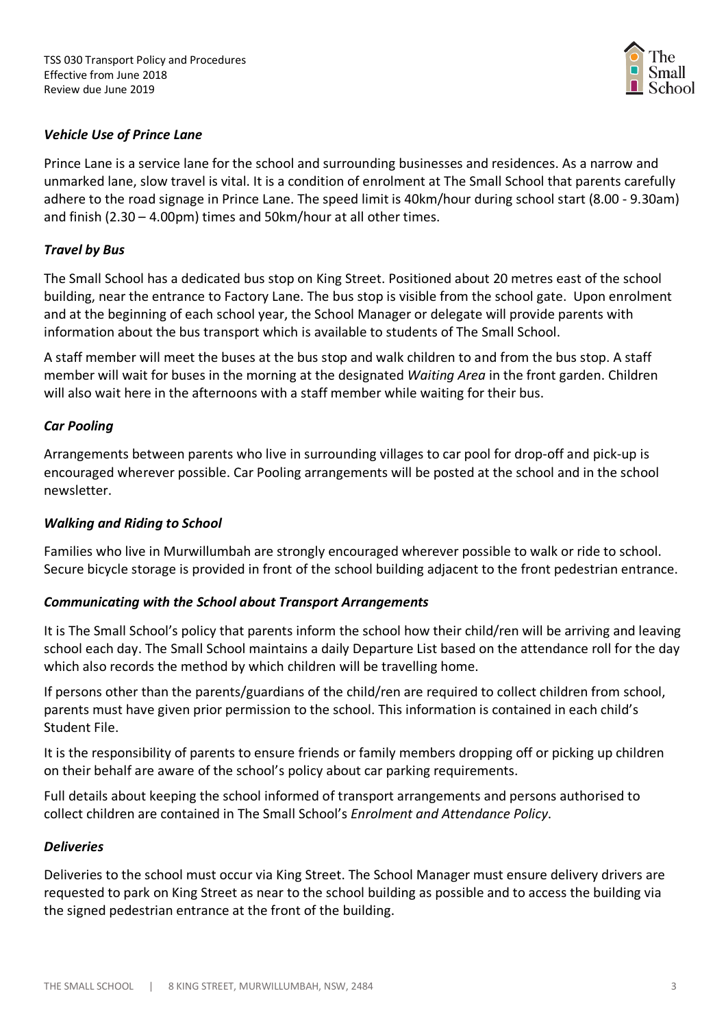### *Vehicle Use of Prince Lane*

Prince Lane is a service lane for the school and surrounding businesses and residences. As a narrow and unmarked lane, slow travel is vital. It is a condition of enrolment at The Small School that parents carefully adhere to the road signage in Prince Lane. The speed limit is 40km/hour during school start (8.00 - 9.30am) and finish (2.30 – 4.00pm) times and 50km/hour at all other times.

### *Travel by Bus*

The Small School has a dedicated bus stop on King Street. Positioned about 20 metres east of the school building, near the entrance to Factory Lane. The bus stop is visible from the school gate. Upon enrolment and at the beginning of each school year, the School Manager or delegate will provide parents with information about the bus transport which is available to students of The Small School.

A staff member will meet the buses at the bus stop and walk children to and from the bus stop. A staff member will wait for buses in the morning at the designated *Waiting Area* in the front garden. Children will also wait here in the afternoons with a staff member while waiting for their bus.

### *Car Pooling*

Arrangements between parents who live in surrounding villages to car pool for drop-off and pick-up is encouraged wherever possible. Car Pooling arrangements will be posted at the school and in the school newsletter.

### *Walking and Riding to School*

Families who live in Murwillumbah are strongly encouraged wherever possible to walk or ride to school. Secure bicycle storage is provided in front of the school building adjacent to the front pedestrian entrance.

### *Communicating with the School about Transport Arrangements*

It is The Small School's policy that parents inform the school how their child/ren will be arriving and leaving school each day. The Small School maintains a daily Departure List based on the attendance roll for the day which also records the method by which children will be travelling home.

If persons other than the parents/guardians of the child/ren are required to collect children from school, parents must have given prior permission to the school. This information is contained in each child's Student File.

It is the responsibility of parents to ensure friends or family members dropping off or picking up children on their behalf are aware of the school's policy about car parking requirements.

Full details about keeping the school informed of transport arrangements and persons authorised to collect children are contained in The Small School's *Enrolment and Attendance Policy*.

### *Deliveries*

Deliveries to the school must occur via King Street. The School Manager must ensure delivery drivers are requested to park on King Street as near to the school building as possible and to access the building via the signed pedestrian entrance at the front of the building.